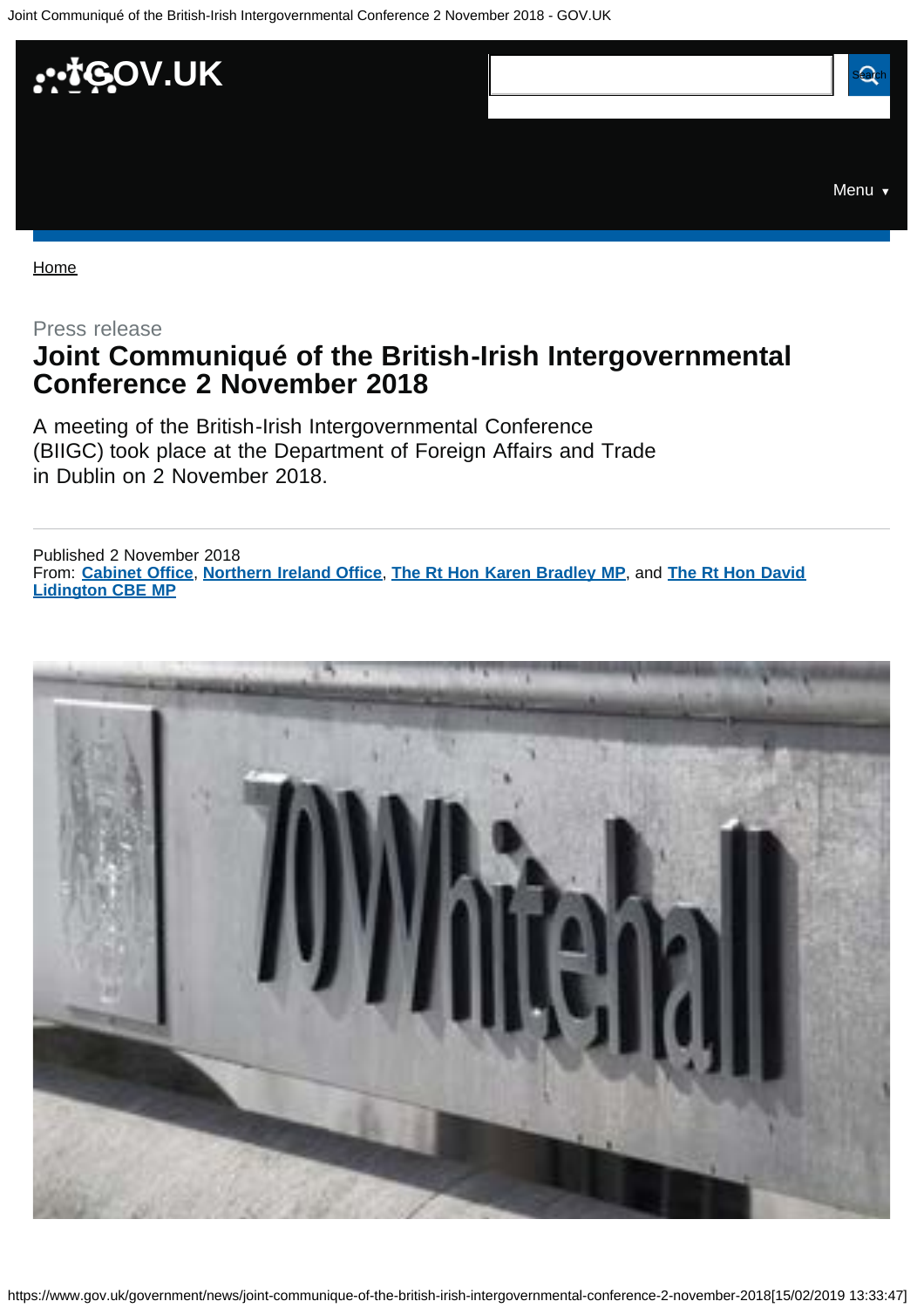Press release

# Joint Communiqué of the British-Irish Intergovernmental Conference 2 November 2018

A meeting of the British-Irish Intergovernmental Conference (BIIGC) took place at the Department of Foreign Affairs and Trade in Dublin on 2 November 2018.

Published 2 November 2018
From: **Cabinet Office**, **Northern Ireland Office**, **The Rt Hon Karen Bradley MP**, and **The Rt Hon David Lidington CBE MP**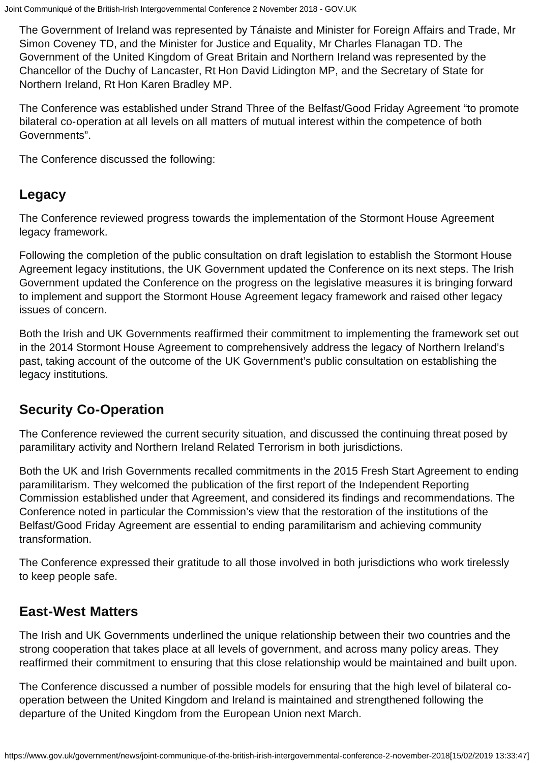The Government of Ireland was represented by Tánaiste and Minister for Foreign Affairs and Trade, Mr Simon Coveney TD, and the Minister for Justice and Equality, Mr Charles Flanagan TD. The Government of the United Kingdom of Great Britain and Northern Ireland was represented by the Chancellor of the Duchy of Lancaster, Rt Hon David Lidington MP, and the Secretary of State for Northern Ireland, Rt Hon Karen Bradley MP.

The Conference was established under Strand Three of the Belfast/Good Friday Agreement "to promote bilateral co-operation at all levels on all matters of mutual interest within the competence of both Governments".

The Conference discussed the following:

## Legacy

The Conference reviewed progress towards the implementation of the Stormont House Agreement legacy framework.

Following the completion of the public consultation on draft legislation to establish the Stormont House Agreement legacy institutions, the UK Government updated the Conference on its next steps. The Irish Government updated the Conference on the progress on the legislative measures it is bringing forward to implement and support the Stormont House Agreement legacy framework and raised other legacy issues of concern.

Both the Irish and UK Governments reaffirmed their commitment to implementing the framework set out in the 2014 Stormont House Agreement to comprehensively address the legacy of Northern Ireland's past, taking account of the outcome of the UK Government's public consultation on establishing the legacy institutions.

## Security Co-Operation

The Conference reviewed the current security situation, and discussed the continuing threat posed by paramilitary activity and Northern Ireland Related Terrorism in both jurisdictions.

Both the UK and Irish Governments recalled commitments in the 2015 Fresh Start Agreement to ending paramilitarism. They welcomed the publication of the first report of the Independent Reporting Commission established under that Agreement, and considered its findings and recommendations. The Conference noted in particular the Commission's view that the restoration of the institutions of the Belfast/Good Friday Agreement are essential to ending paramilitarism and achieving community transformation.

The Conference expressed their gratitude to all those involved in both jurisdictions who work tirelessly to keep people safe.

## East-West Matters

The Irish and UK Governments underlined the unique relationship between their two countries and the strong cooperation that takes place at all levels of government, and across many policy areas. They reaffirmed their commitment to ensuring that this close relationship would be maintained and built upon.

The Conference discussed a number of possible models for ensuring that the high level of bilateral co-operation between the United Kingdom and Ireland is maintained and strengthened following the departure of the United Kingdom from the European Union next March.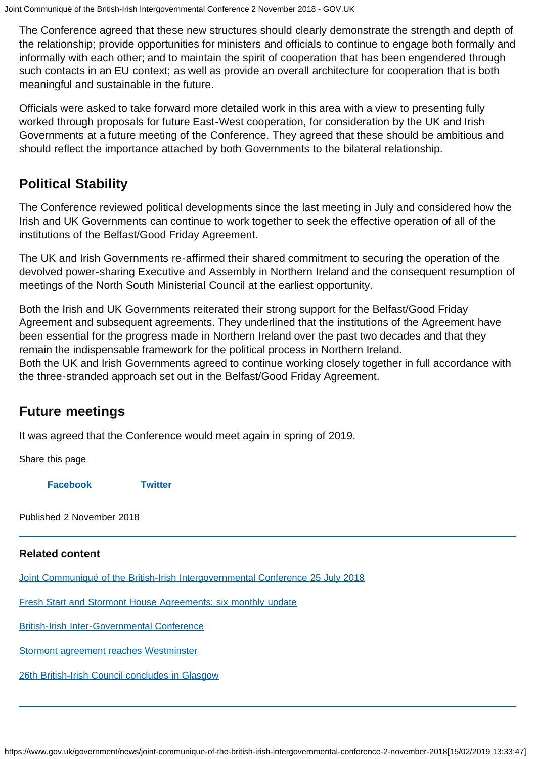The Conference agreed that these new structures should clearly demonstrate the strength and depth of the relationship; provide opportunities for ministers and officials to continue to engage both formally and informally with each other; and to maintain the spirit of cooperation that has been engendered through such contacts in an EU context; as well as provide an overall architecture for cooperation that is both meaningful and sustainable in the future.

Officials were asked to take forward more detailed work in this area with a view to presenting fully worked through proposals for future East-West cooperation, for consideration by the UK and Irish Governments at a future meeting of the Conference. They agreed that these should be ambitious and should reflect the importance attached by both Governments to the bilateral relationship.

## Political Stability

The Conference reviewed political developments since the last meeting in July and considered how the Irish and UK Governments can continue to work together to seek the effective operation of all of the institutions of the Belfast/Good Friday Agreement.

The UK and Irish Governments re-affirmed their shared commitment to securing the operation of the devolved power-sharing Executive and Assembly in Northern Ireland and the consequent resumption of meetings of the North South Ministerial Council at the earliest opportunity.

Both the Irish and UK Governments reiterated their strong support for the Belfast/Good Friday Agreement and subsequent agreements. They underlined that the institutions of the Agreement have been essential for the progress made in Northern Ireland over the past two decades and that they remain the indispensable framework for the political process in Northern Ireland.
Both the UK and Irish Governments agreed to continue working closely together in full accordance with the three-stranded approach set out in the Belfast/Good Friday Agreement.

## Future meetings

It was agreed that the Conference would meet again in spring of 2019.

Share this page

Facebook Twitter

Published 2 November 2018

### Related content

Joint Communiqué of the British-Irish Intergovernmental Conference 25 July 2018

Fresh Start and Stormont House Agreements: six monthly update

British-Irish Inter-Governmental Conference

Stormont agreement reaches Westminster

26th British-Irish Council concludes in Glasgow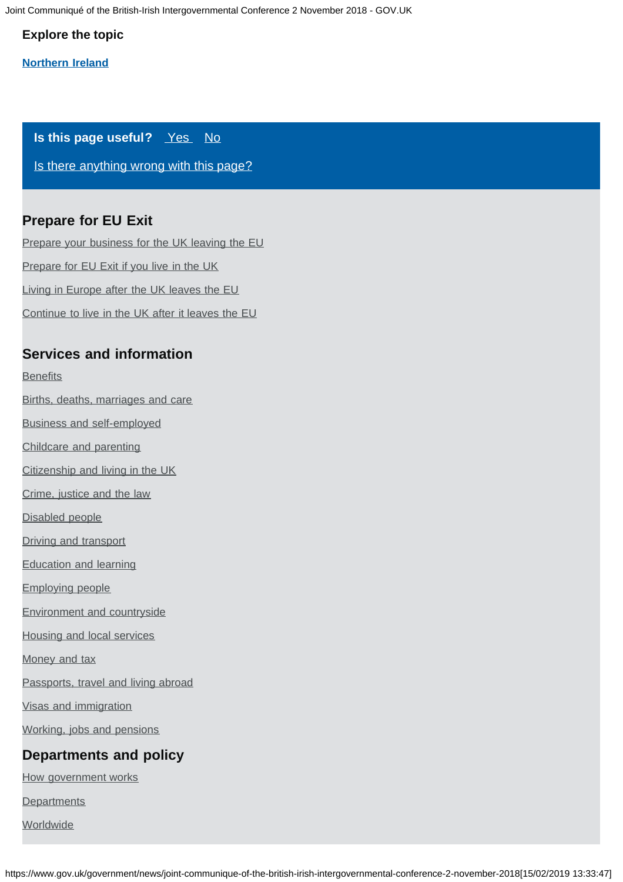### Explore the topic

[Northern Ireland]

**Is this page useful?** Yes No

Is there anything wrong with this page?

## Prepare for EU Exit

Prepare your business for the UK leaving the EU

Prepare for EU Exit if you live in the UK

Living in Europe after the UK leaves the EU

Continue to live in the UK after it leaves the EU

## Services and information

Benefits

Births, deaths, marriages and care

Business and self-employed

Childcare and parenting

Citizenship and living in the UK

Crime, justice and the law

Disabled people

Driving and transport

Education and learning

Employing people

Environment and countryside

Housing and local services

Money and tax

Passports, travel and living abroad

Visas and immigration

Working, jobs and pensions

## Departments and policy

How government works

Departments

Worldwide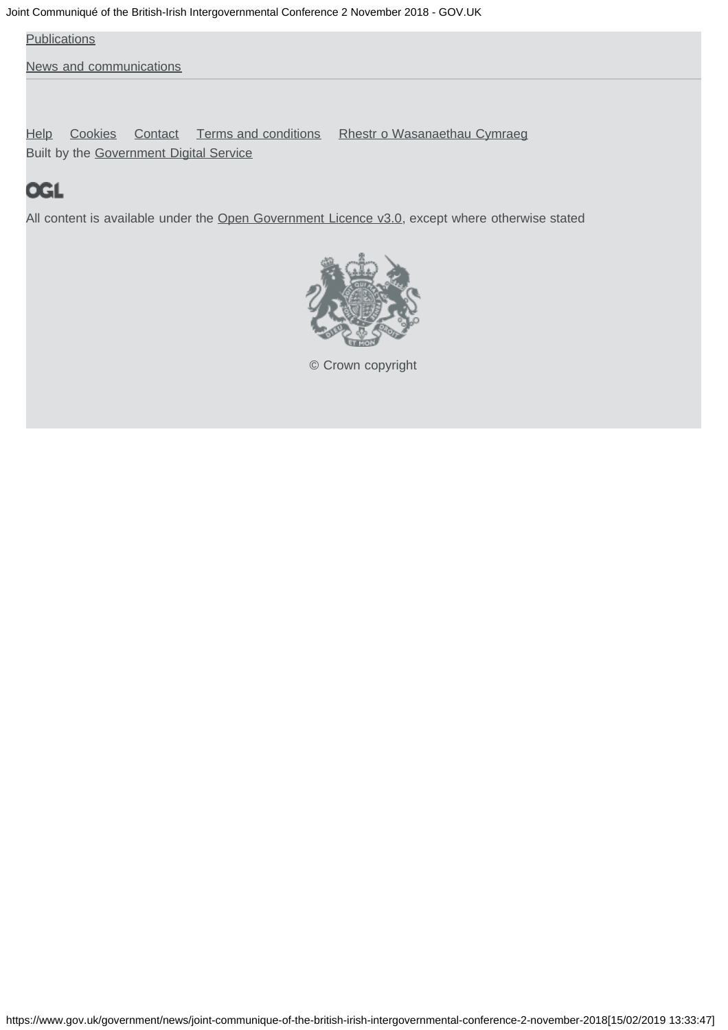Publications

News and communications

Help Cookies Contact Terms and conditions Rhestr o Wasanaethau Cymraeg

Built by the Government Digital Service

OGL

All content is available under the Open Government Licence v3.0, except where otherwise stated

© Crown copyright